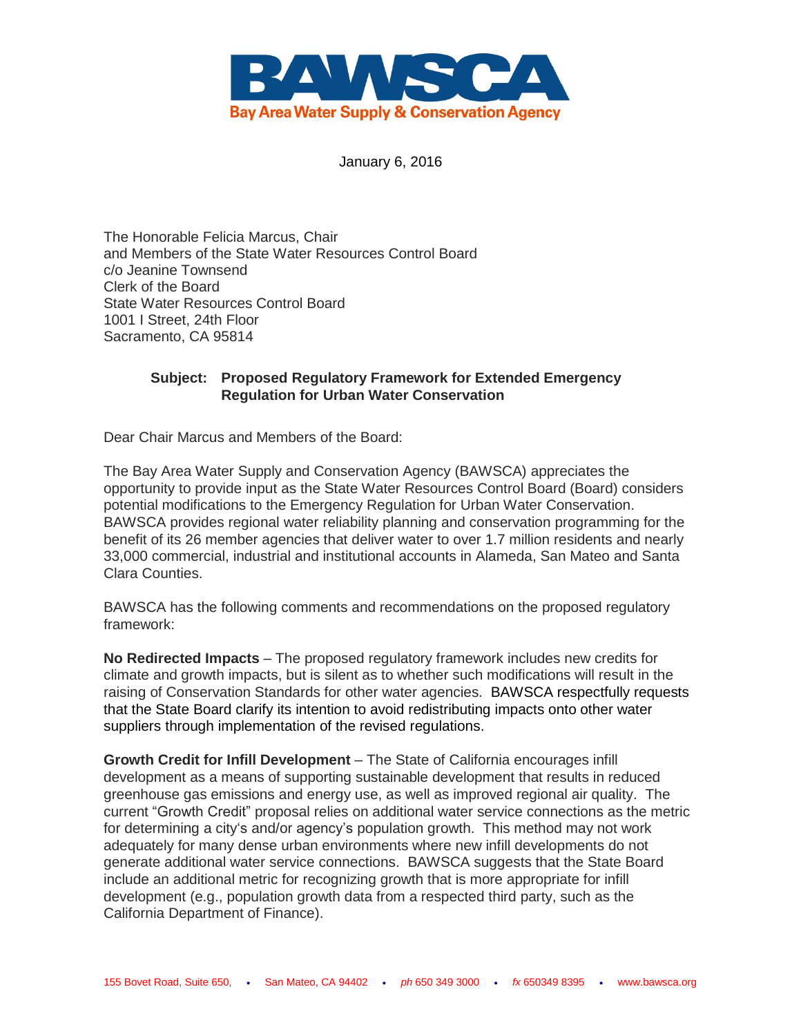# BAWSCA

**Bay Area Water Supply & Conservation Agency**

January 6, 2016

The Honorable Felicia Marcus, Chair
and Members of the State Water Resources Control Board
c/o Jeanine Townsend
Clerk of the Board
State Water Resources Control Board
1001 I Street, 24th Floor
Sacramento, CA 95814

**Subject: Proposed Regulatory Framework for Extended Emergency Regulation for Urban Water Conservation**

Dear Chair Marcus and Members of the Board:

The Bay Area Water Supply and Conservation Agency (BAWSCA) appreciates the opportunity to provide input as the State Water Resources Control Board (Board) considers potential modifications to the Emergency Regulation for Urban Water Conservation. BAWSCA provides regional water reliability planning and conservation programming for the benefit of its 26 member agencies that deliver water to over 1.7 million residents and nearly 33,000 commercial, industrial and institutional accounts in Alameda, San Mateo and Santa Clara Counties.

BAWSCA has the following comments and recommendations on the proposed regulatory framework:

**No Redirected Impacts** – The proposed regulatory framework includes new credits for climate and growth impacts, but is silent as to whether such modifications will result in the raising of Conservation Standards for other water agencies. BAWSCA respectfully requests that the State Board clarify its intention to avoid redistributing impacts onto other water suppliers through implementation of the revised regulations.

**Growth Credit for Infill Development** – The State of California encourages infill development as a means of supporting sustainable development that results in reduced greenhouse gas emissions and energy use, as well as improved regional air quality. The current "Growth Credit" proposal relies on additional water service connections as the metric for determining a city's and/or agency's population growth. This method may not work adequately for many dense urban environments where new infill developments do not generate additional water service connections. BAWSCA suggests that the State Board include an additional metric for recognizing growth that is more appropriate for infill development (e.g., population growth data from a respected third party, such as the California Department of Finance).

155 Bovet Road, Suite 650, • San Mateo, CA 94402 • *ph* 650 349 3000 • *fx* 650349 8395 • www.bawsca.org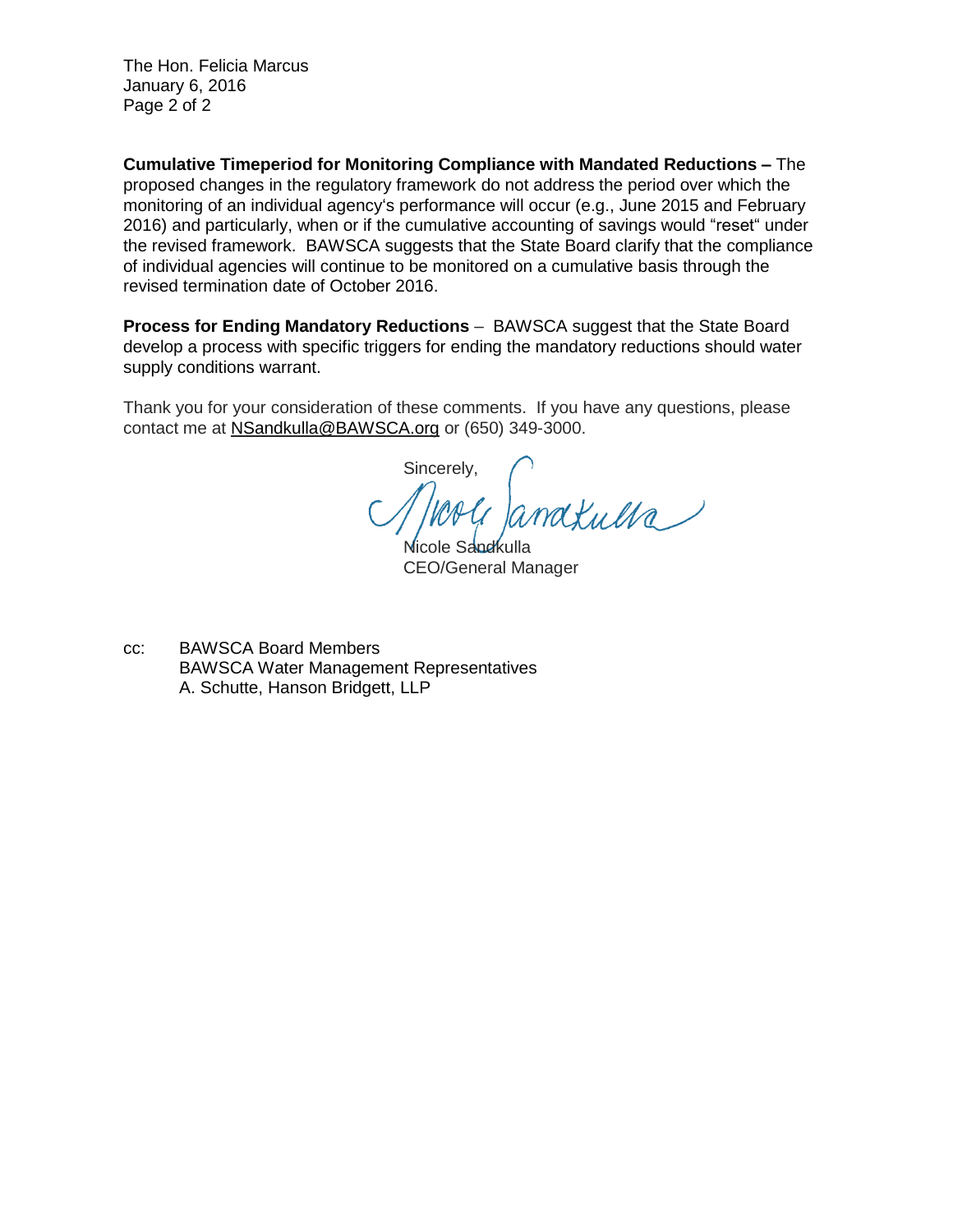**Cumulative Timeperiod for Monitoring Compliance with Mandated Reductions –** The proposed changes in the regulatory framework do not address the period over which the monitoring of an individual agency's performance will occur (e.g., June 2015 and February 2016) and particularly, when or if the cumulative accounting of savings would "reset" under the revised framework. BAWSCA suggests that the State Board clarify that the compliance of individual agencies will continue to be monitored on a cumulative basis through the revised termination date of October 2016.

**Process for Ending Mandatory Reductions** – BAWSCA suggest that the State Board develop a process with specific triggers for ending the mandatory reductions should water supply conditions warrant.

Thank you for your consideration of these comments. If you have any questions, please contact me at NSandkulla@BAWSCA.org or (650) 349-3000.

Sincerely,

Nicole Sandkulla
CEO/General Manager

cc: BAWSCA Board Members
BAWSCA Water Management Representatives
A. Schutte, Hanson Bridgett, LLP